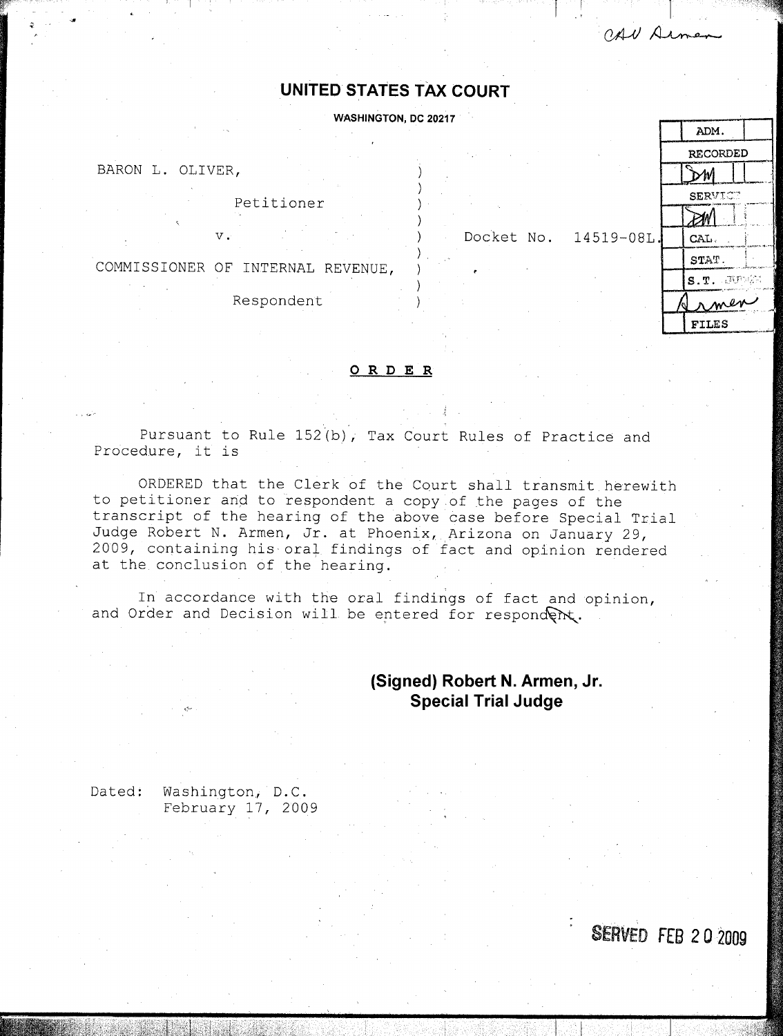CAV Armen

# UNITED STATES TAX COURT

**WASHINGTON, DC 20217**

| | |
|---|---|
| ADM. | |
| RECORDED | DM |
| SERVICE | DM |
| CAL. | |
| STAT. | |
| S.T. JUDGE | Armen |
| FILES | |

BARON L. OLIVER,

Petitioner

v.

COMMISSIONER OF INTERNAL REVENUE,

Respondent

Docket No. 14519-08L.

## ORDER

Pursuant to Rule 152(b), Tax Court Rules of Practice and Procedure, it is

ORDERED that the Clerk of the Court shall transmit herewith to petitioner and to respondent a copy of the pages of the transcript of the hearing of the above case before Special Trial Judge Robert N. Armen, Jr. at Phoenix, Arizona on January 29, 2009, containing his oral findings of fact and opinion rendered at the conclusion of the hearing.

In accordance with the oral findings of fact and opinion, and Order and Decision will be entered for respondent.

**(Signed) Robert N. Armen, Jr.**
**Special Trial Judge**

Dated: Washington, D.C.
February 17, 2009

SERVED FEB 20 2009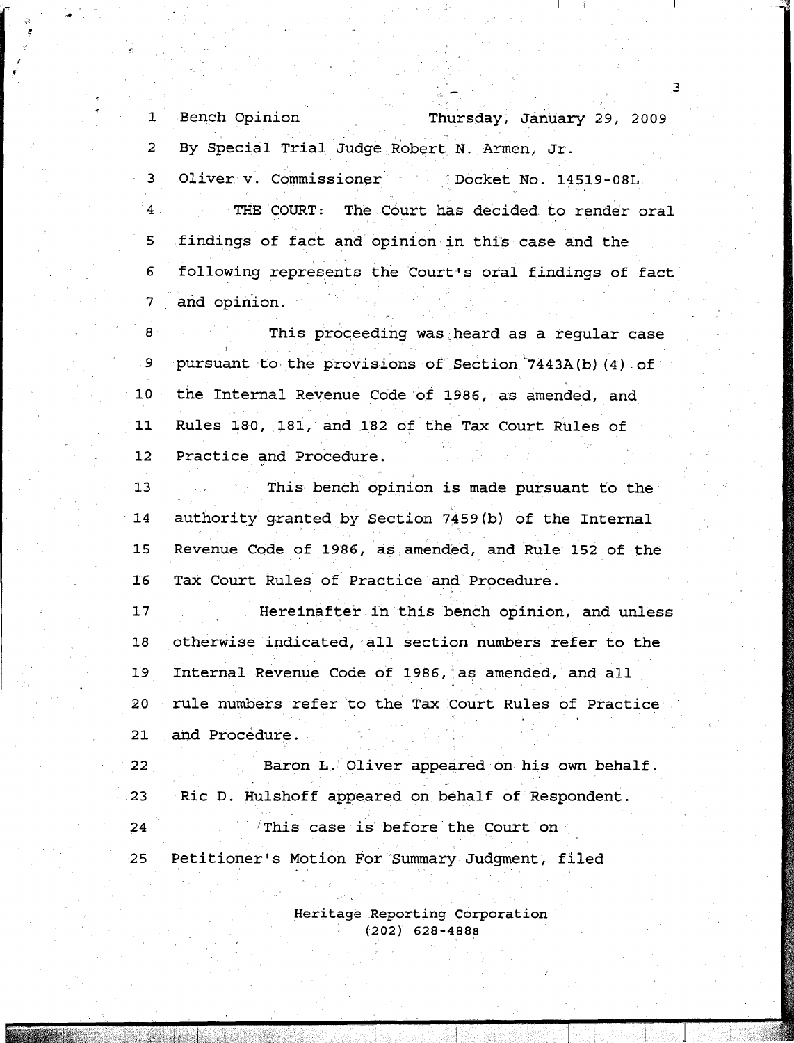Bench Opinion Thursday, January 29, 2009

By Special Trial Judge Robert N. Armen, Jr.

Oliver v. Commissioner Docket No. 14519-08L

THE COURT: The Court has decided to render oral findings of fact and opinion in this case and the following represents the Court's oral findings of fact and opinion.

This proceeding was heard as a regular case pursuant to the provisions of Section 7443A(b)(4) of the Internal Revenue Code of 1986, as amended, and Rules 180, 181, and 182 of the Tax Court Rules of Practice and Procedure.

This bench opinion is made pursuant to the authority granted by Section 7459(b) of the Internal Revenue Code of 1986, as amended, and Rule 152 of the Tax Court Rules of Practice and Procedure.

Hereinafter in this bench opinion, and unless otherwise indicated, all section numbers refer to the Internal Revenue Code of 1986, as amended, and all rule numbers refer to the Tax Court Rules of Practice and Procedure.

Baron L. Oliver appeared on his own behalf. Ric D. Hulshoff appeared on behalf of Respondent.

This case is before the Court on Petitioner's Motion For Summary Judgment, filed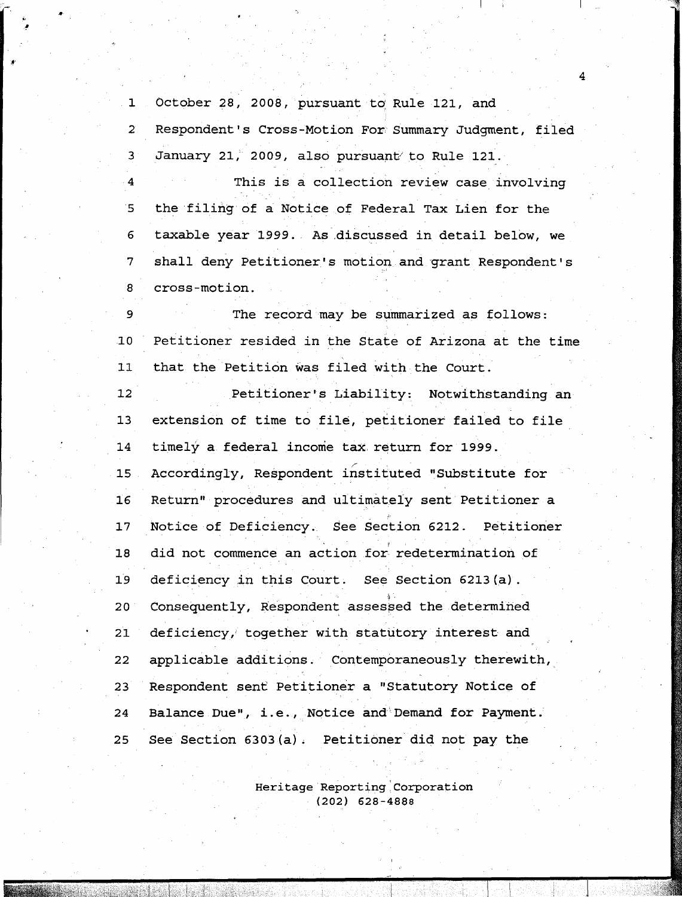October 28, 2008, pursuant to Rule 121, and Respondent's Cross-Motion For Summary Judgment, filed January 21, 2009, also pursuant to Rule 121.

This is a collection review case involving the filing of a Notice of Federal Tax Lien for the taxable year 1999. As discussed in detail below, we shall deny Petitioner's motion and grant Respondent's cross-motion.

The record may be summarized as follows: Petitioner resided in the State of Arizona at the time that the Petition was filed with the Court.

Petitioner's Liability: Notwithstanding an extension of time to file, petitioner failed to file timely a federal income tax return for 1999. Accordingly, Respondent instituted "Substitute for Return" procedures and ultimately sent Petitioner a Notice of Deficiency. See Section 6212. Petitioner did not commence an action for redetermination of deficiency in this Court. See Section 6213(a). Consequently, Respondent assessed the determined deficiency, together with statutory interest and applicable additions. Contemporaneously therewith, Respondent sent Petitioner a "Statutory Notice of Balance Due", i.e., Notice and Demand for Payment. See Section 6303(a). Petitioner did not pay the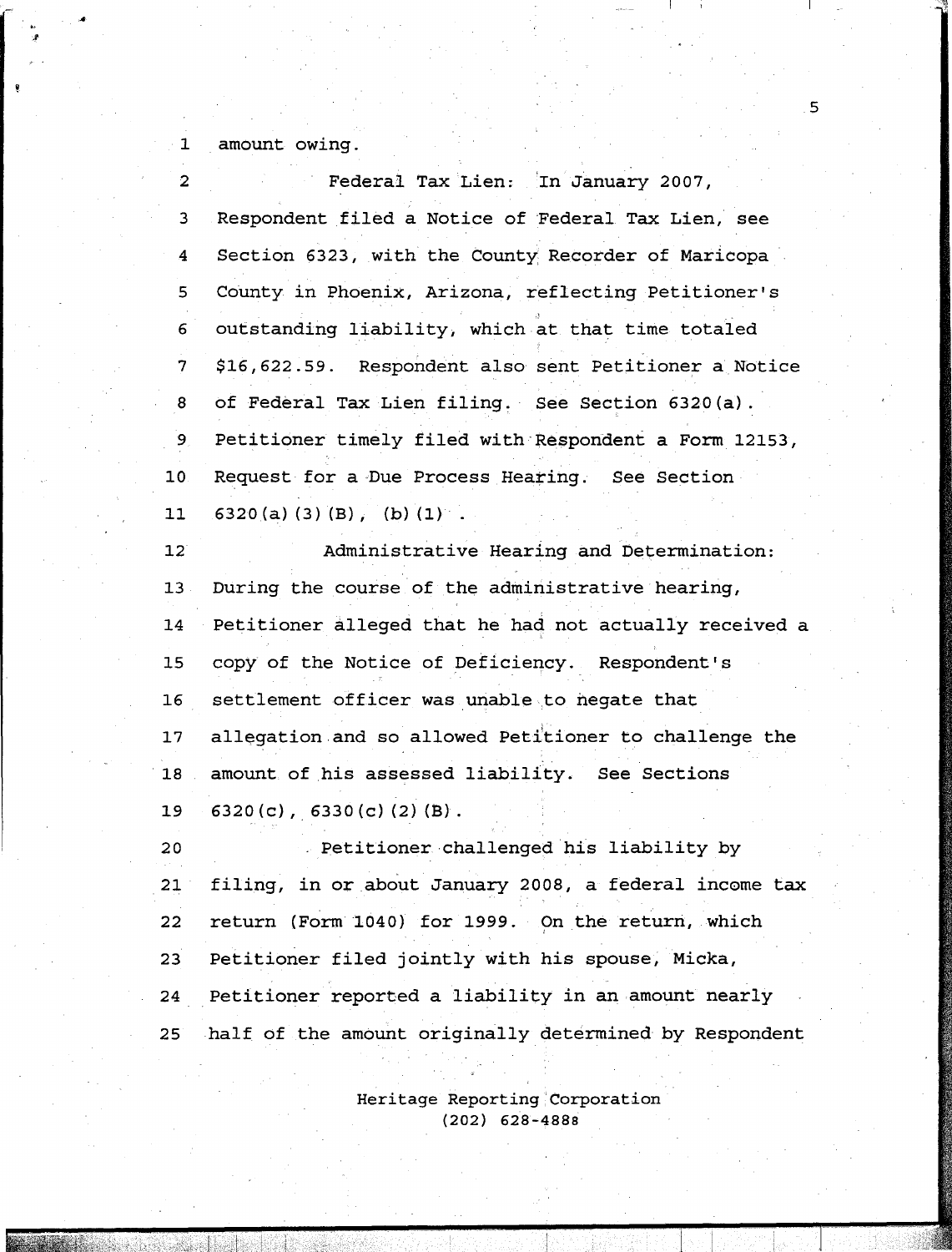amount owing.

Federal Tax Lien: In January 2007, Respondent filed a Notice of Federal Tax Lien, see Section 6323, with the County Recorder of Maricopa County in Phoenix, Arizona, reflecting Petitioner's outstanding liability, which at that time totaled $16,622.59. Respondent also sent Petitioner a Notice of Federal Tax Lien filing. See Section 6320(a). Petitioner timely filed with Respondent a Form 12153, Request for a Due Process Hearing. See Section 6320(a)(3)(B), (b)(1).

Administrative Hearing and Determination: During the course of the administrative hearing, Petitioner alleged that he had not actually received a copy of the Notice of Deficiency. Respondent's settlement officer was unable to negate that allegation and so allowed Petitioner to challenge the amount of his assessed liability. See Sections 6320(c), 6330(c)(2)(B).

Petitioner challenged his liability by filing, in or about January 2008, a federal income tax return (Form 1040) for 1999. On the return, which Petitioner filed jointly with his spouse, Micka, Petitioner reported a liability in an amount nearly half of the amount originally determined by Respondent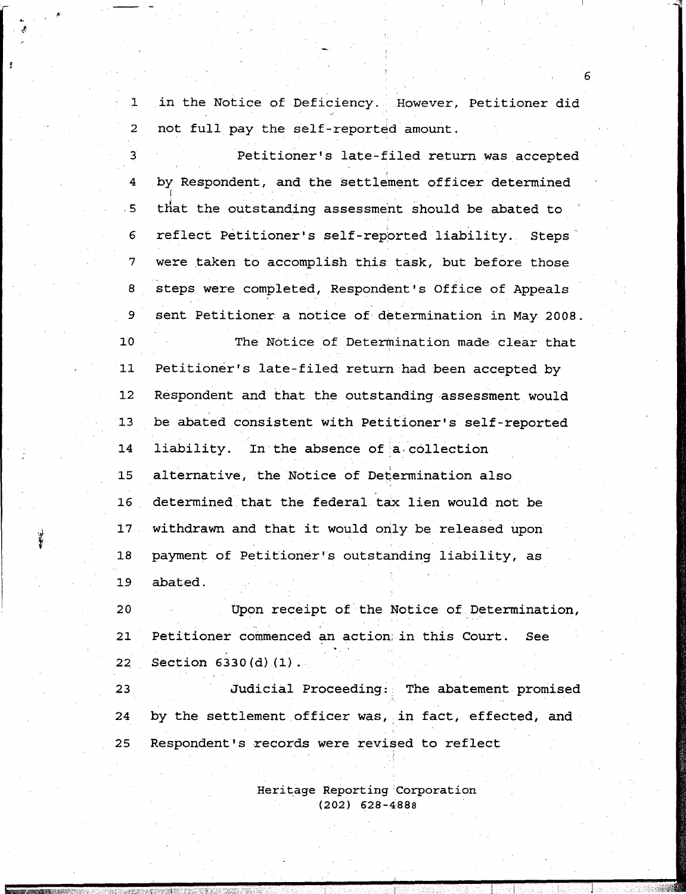in the Notice of Deficiency. However, Petitioner did not full pay the self-reported amount.

Petitioner's late-filed return was accepted by Respondent, and the settlement officer determined that the outstanding assessment should be abated to reflect Petitioner's self-reported liability. Steps were taken to accomplish this task, but before those steps were completed, Respondent's Office of Appeals sent Petitioner a notice of determination in May 2008.

The Notice of Determination made clear that Petitioner's late-filed return had been accepted by Respondent and that the outstanding assessment would be abated consistent with Petitioner's self-reported liability. In the absence of a collection alternative, the Notice of Determination also determined that the federal tax lien would not be withdrawn and that it would only be released upon payment of Petitioner's outstanding liability, as abated.

Upon receipt of the Notice of Determination, Petitioner commenced an action in this Court. See Section 6330(d)(1).

Judicial Proceeding: The abatement promised by the settlement officer was, in fact, effected, and Respondent's records were revised to reflect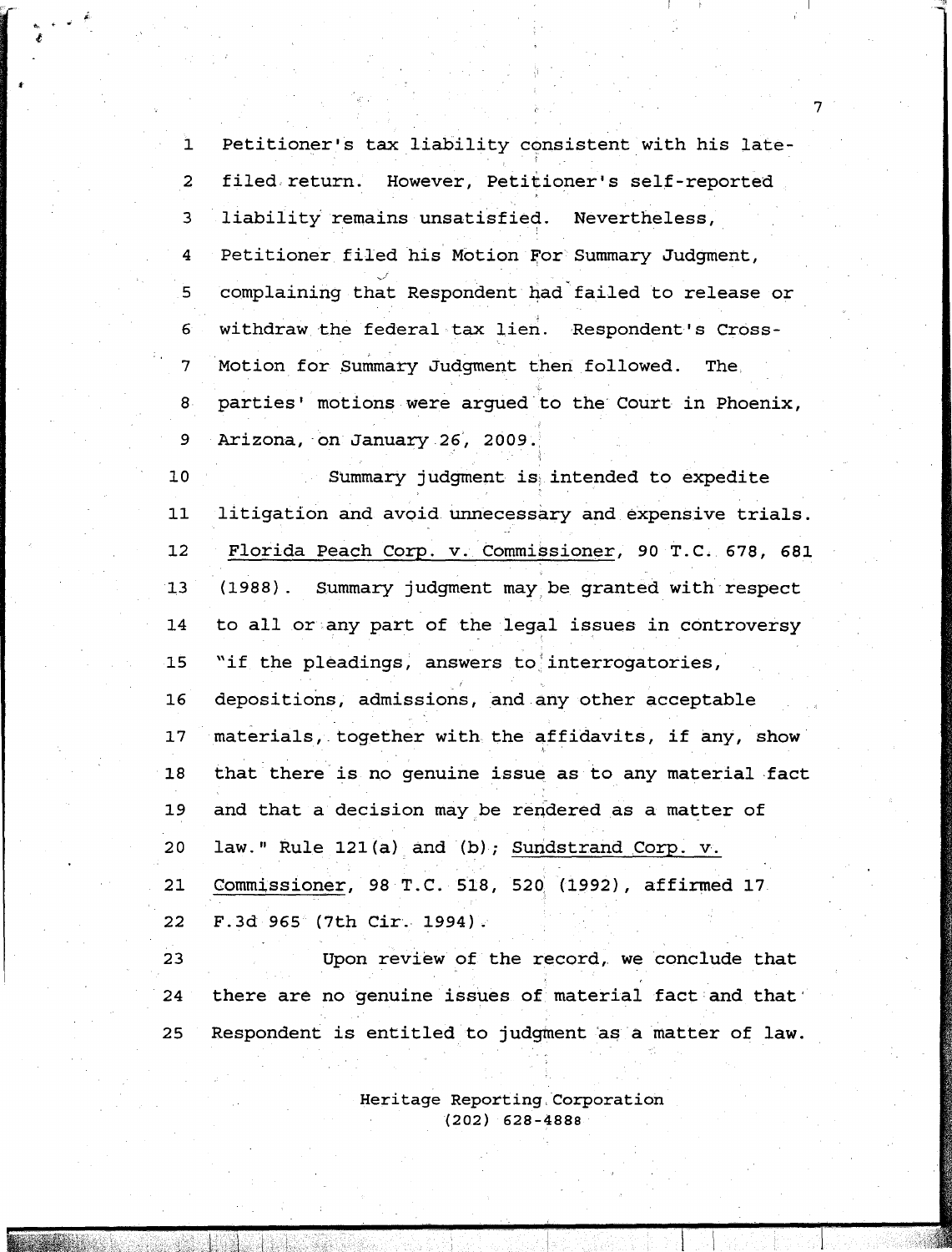Petitioner's tax liability consistent with his late-filed return. However, Petitioner's self-reported liability remains unsatisfied. Nevertheless, Petitioner filed his Motion For Summary Judgment, complaining that Respondent had failed to release or withdraw the federal tax lien. Respondent's Cross-Motion for Summary Judgment then followed. The parties' motions were argued to the Court in Phoenix, Arizona, on January 26, 2009.

Summary judgment is intended to expedite litigation and avoid unnecessary and expensive trials. Florida Peach Corp. v. Commissioner, 90 T.C. 678, 681 (1988). Summary judgment may be granted with respect to all or any part of the legal issues in controversy "if the pleadings, answers to interrogatories, depositions, admissions, and any other acceptable materials, together with the affidavits, if any, show that there is no genuine issue as to any material fact and that a decision may be rendered as a matter of law." Rule 121(a) and (b); Sundstrand Corp. v. Commissioner, 98 T.C. 518, 520 (1992), affirmed 17 F.3d 965 (7th Cir. 1994).

Upon review of the record, we conclude that there are no genuine issues of material fact and that Respondent is entitled to judgment as a matter of law.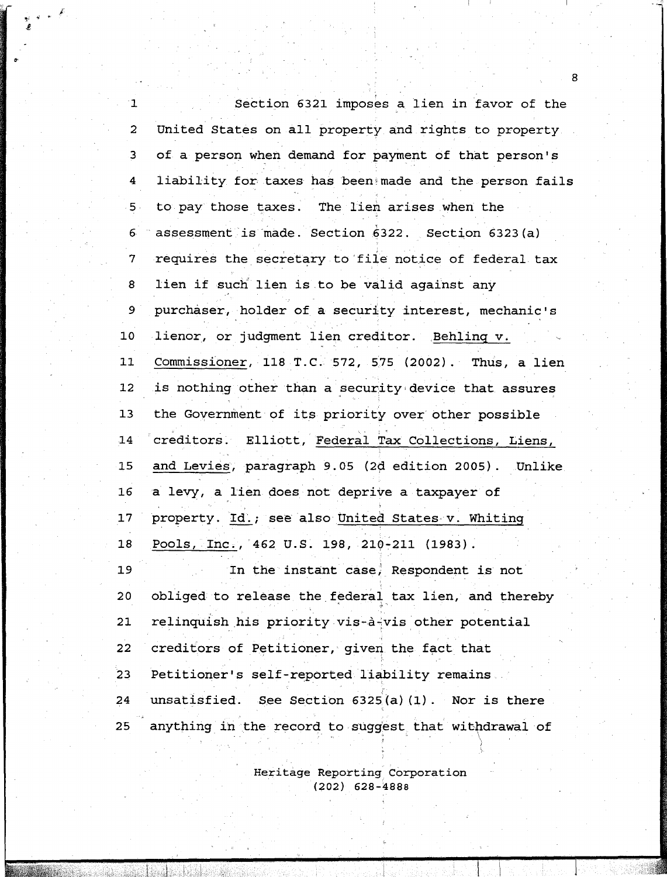Section 6321 imposes a lien in favor of the United States on all property and rights to property of a person when demand for payment of that person's liability for taxes has been made and the person fails to pay those taxes. The lien arises when the assessment is made. Section 6322. Section 6323(a) requires the secretary to file notice of federal tax lien if such lien is to be valid against any purchaser, holder of a security interest, mechanic's lienor, or judgment lien creditor. Behling v. Commissioner, 118 T.C. 572, 575 (2002). Thus, a lien is nothing other than a security device that assures the Government of its priority over other possible creditors. Elliott, Federal Tax Collections, Liens, and Levies, paragraph 9.05 (2d edition 2005). Unlike a levy, a lien does not deprive a taxpayer of property. Id.; see also United States v. Whiting Pools, Inc., 462 U.S. 198, 210-211 (1983).

In the instant case, Respondent is not obliged to release the federal tax lien, and thereby relinquish his priority vis-à-vis other potential creditors of Petitioner, given the fact that Petitioner's self-reported liability remains unsatisfied. See Section 6325(a)(1). Nor is there anything in the record to suggest that withdrawal of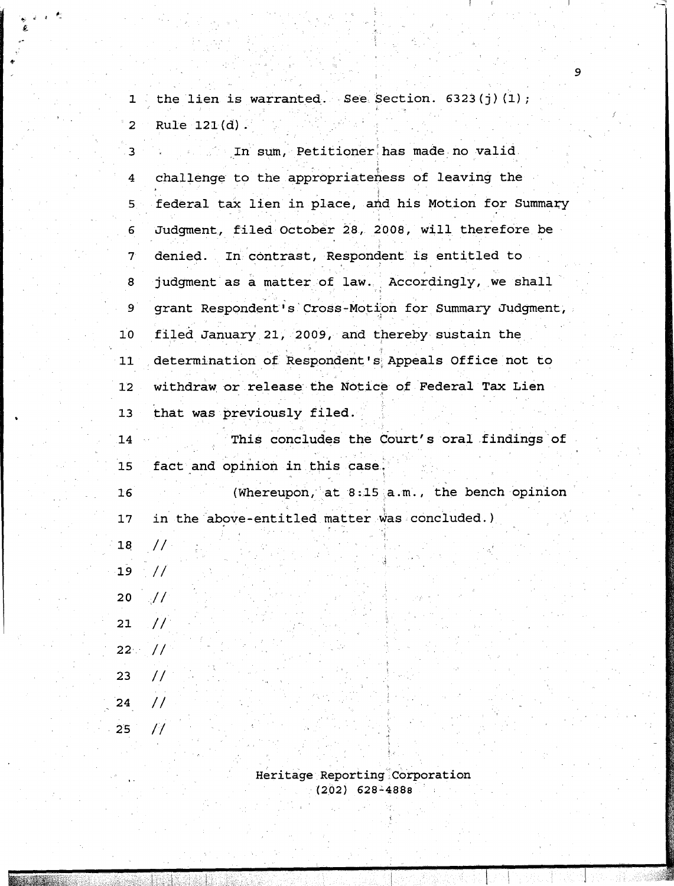the lien is warranted. See Section. 6323(j)(1); Rule 121(d).

In sum, Petitioner has made no valid challenge to the appropriateness of leaving the federal tax lien in place, and his Motion for Summary Judgment, filed October 28, 2008, will therefore be denied. In contrast, Respondent is entitled to judgment as a matter of law. Accordingly, we shall grant Respondent's Cross-Motion for Summary Judgment, filed January 21, 2009, and thereby sustain the determination of Respondent's Appeals Office not to withdraw or release the Notice of Federal Tax Lien that was previously filed.

This concludes the Court's oral findings of fact and opinion in this case.

(Whereupon, at 8:15 a.m., the bench opinion in the above-entitled matter was concluded.)

//

//

//

//

//

//

//

//

Heritage Reporting Corporation
(202) 628-4888